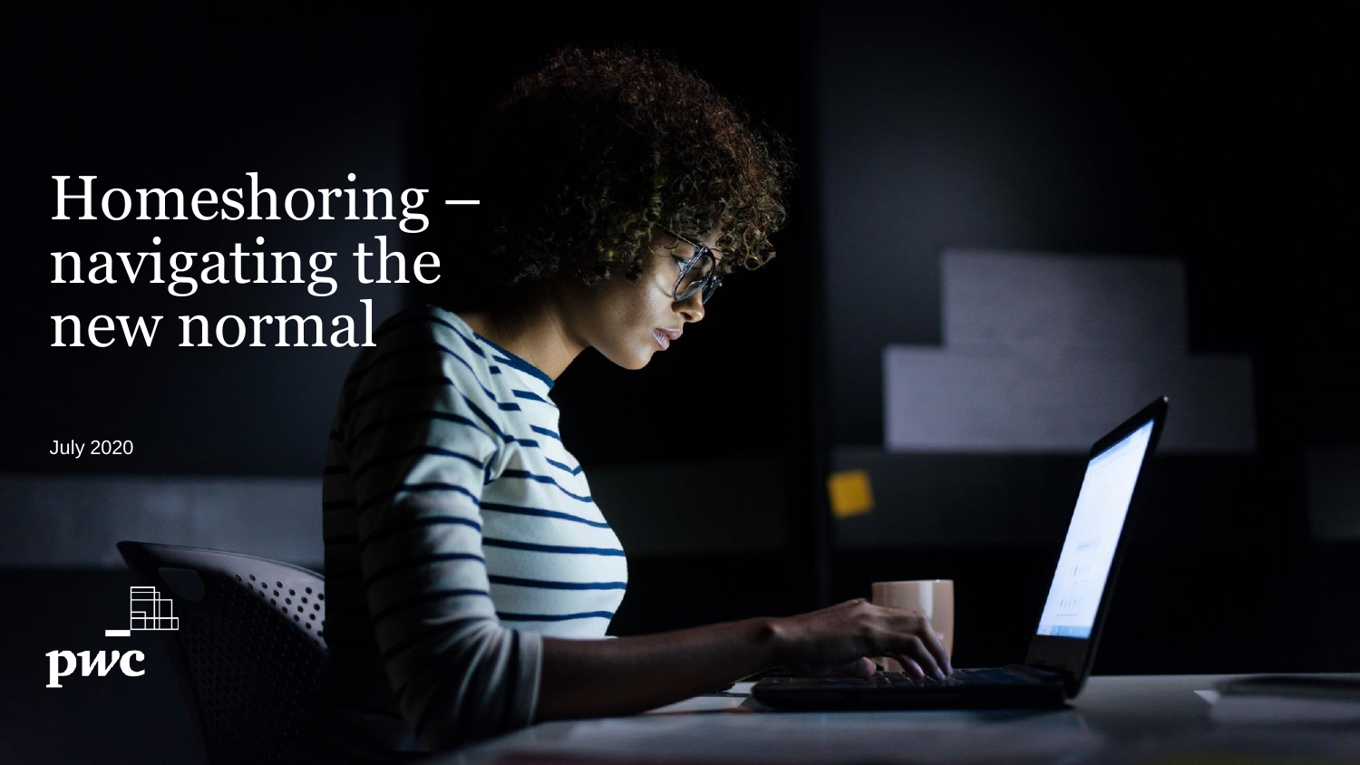# Homeshoring – navigating the new normal

July 2020

pwc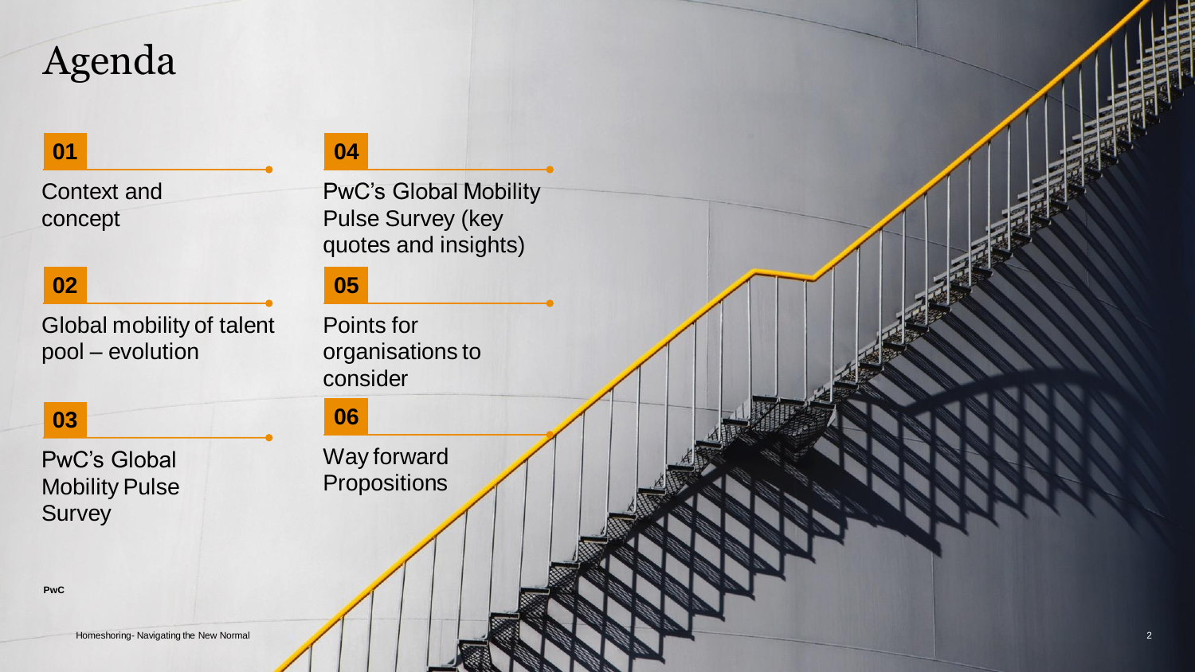# Agenda

**01**

Context and concept

**02**

Global mobility of talent pool – evolution

**03**

PwC's Global Mobility Pulse Survey

**04**

PwC's Global Mobility Pulse Survey (key quotes and insights)

**05**

Points for organisations to consider

**06**

Way forward Propositions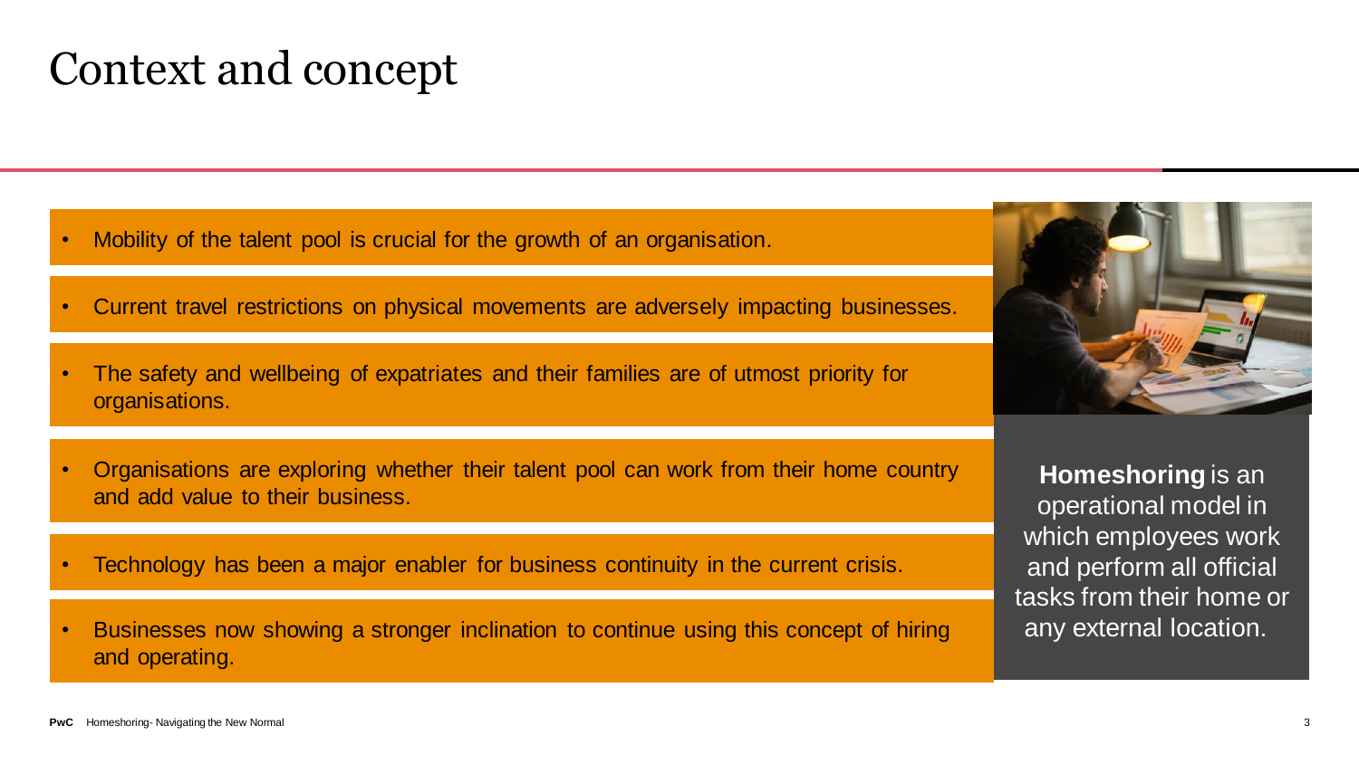# Context and concept

- Mobility of the talent pool is crucial for the growth of an organisation.
- Current travel restrictions on physical movements are adversely impacting businesses.
- The safety and wellbeing of expatriates and their families are of utmost priority for organisations.
- Organisations are exploring whether their talent pool can work from their home country and add value to their business.
- Technology has been a major enabler for business continuity in the current crisis.
- Businesses now showing a stronger inclination to continue using this concept of hiring and operating.

**Homeshoring** is an operational model in which employees work and perform all official tasks from their home or any external location.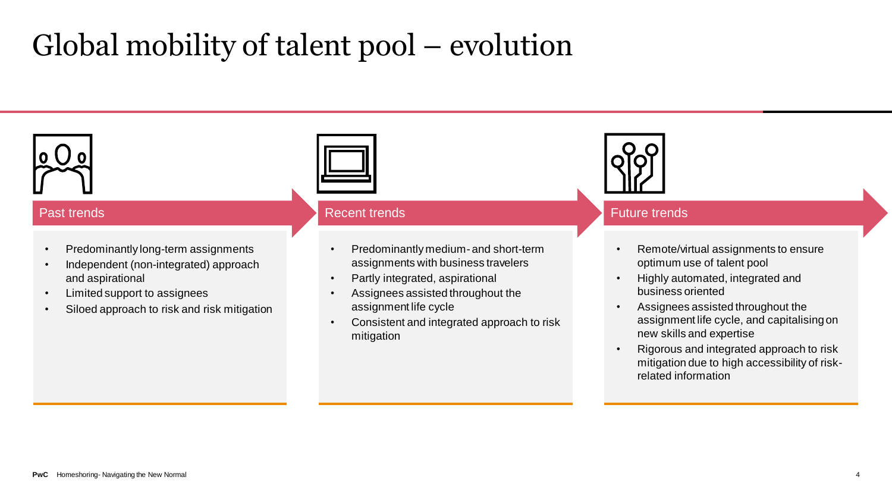# Global mobility of talent pool – evolution

## Past trends

- Predominantly long-term assignments
- Independent (non-integrated) approach and aspirational
- Limited support to assignees
- Siloed approach to risk and risk mitigation

## Recent trends

- Predominantly medium- and short-term assignments with business travelers
- Partly integrated, aspirational
- Assignees assisted throughout the assignment life cycle
- Consistent and integrated approach to risk mitigation

## Future trends

- Remote/virtual assignments to ensure optimum use of talent pool
- Highly automated, integrated and business oriented
- Assignees assisted throughout the assignment life cycle, and capitalising on new skills and expertise
- Rigorous and integrated approach to risk mitigation due to high accessibility of risk-related information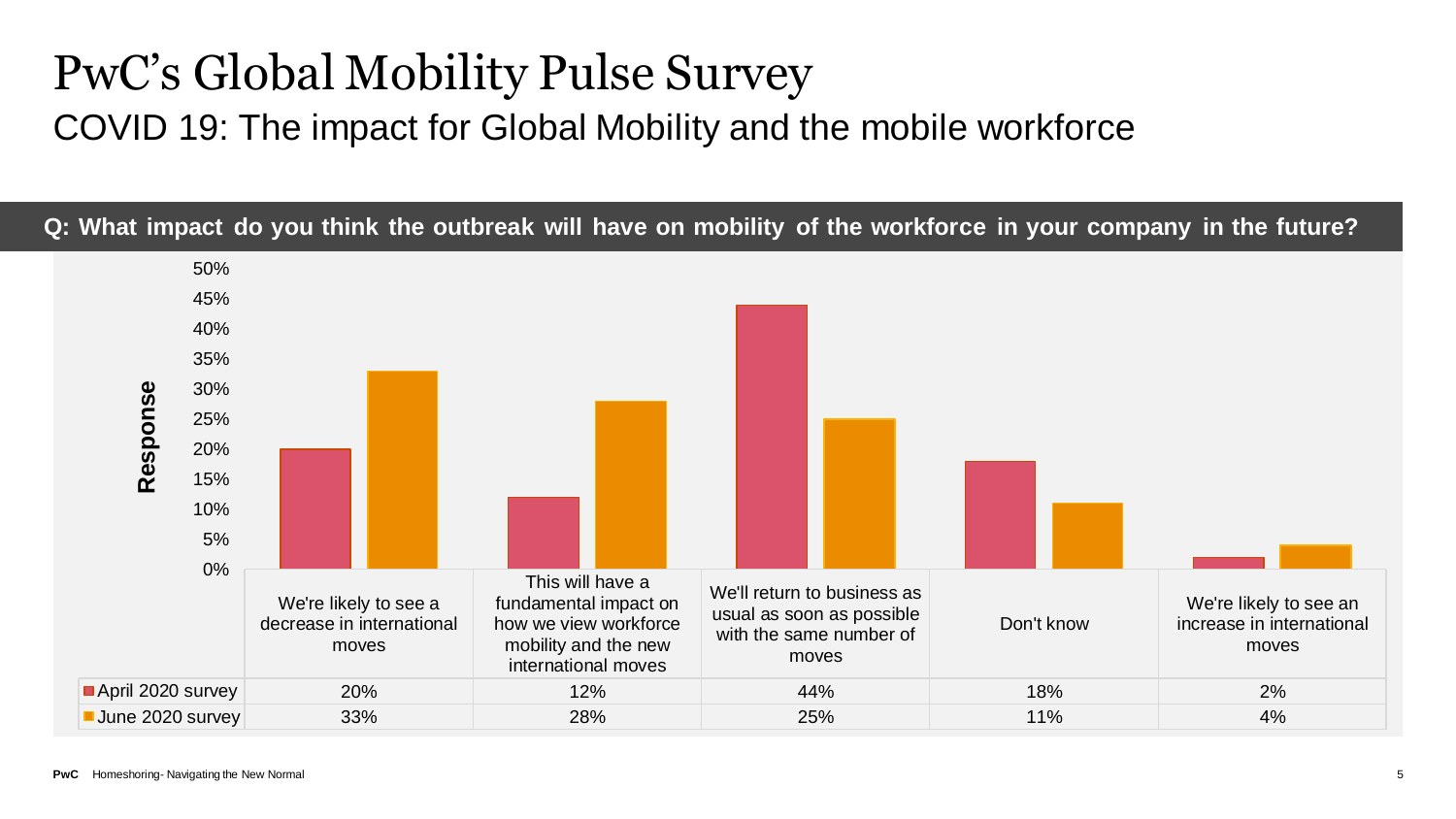# PwC's Global Mobility Pulse Survey

## COVID 19: The impact for Global Mobility and the mobile workforce

**Q: What impact do you think the outbreak will have on mobility of the workforce in your company in the future?**

| | We're likely to see a decrease in international moves | This will have a fundamental impact on how we view workforce mobility and the new international moves | We'll return to business as usual as soon as possible with the same number of moves | Don't know | We're likely to see an increase in international moves |
|---|---|---|---|---|---|
| April 2020 survey | 20% | 12% | 44% | 18% | 2% |
| June 2020 survey | 33% | 28% | 25% | 11% | 4% |

**PwC** Homeshoring- Navigating the New Normal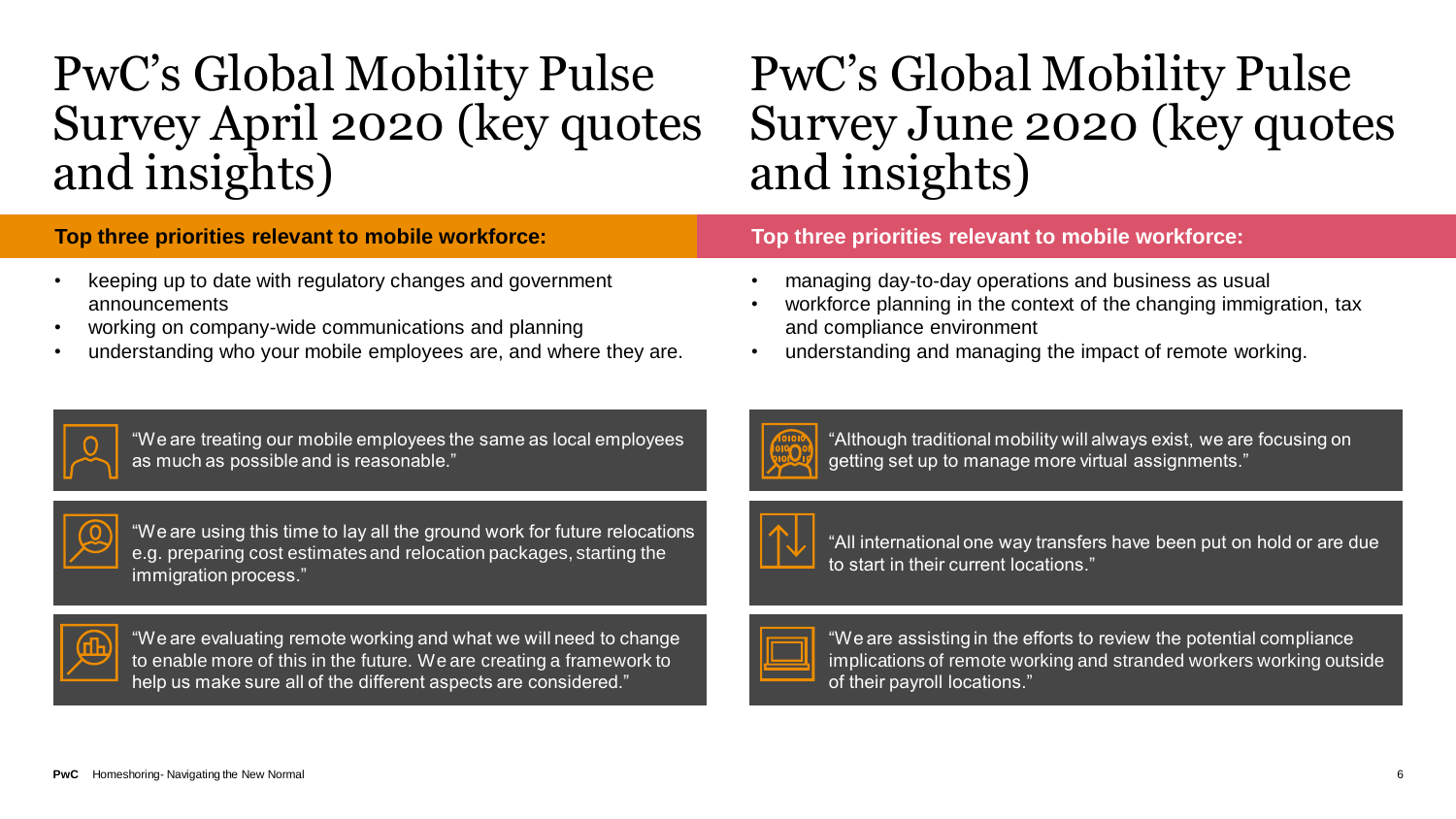# PwC's Global Mobility Pulse Survey April 2020 (key quotes and insights)

**Top three priorities relevant to mobile workforce:**

- keeping up to date with regulatory changes and government announcements
- working on company-wide communications and planning
- understanding who your mobile employees are, and where they are.

"We are treating our mobile employees the same as local employees as much as possible and is reasonable."

"We are using this time to lay all the ground work for future relocations e.g. preparing cost estimates and relocation packages, starting the immigration process."

"We are evaluating remote working and what we will need to change to enable more of this in the future. We are creating a framework to help us make sure all of the different aspects are considered."

# PwC's Global Mobility Pulse Survey June 2020 (key quotes and insights)

**Top three priorities relevant to mobile workforce:**

- managing day-to-day operations and business as usual
- workforce planning in the context of the changing immigration, tax and compliance environment
- understanding and managing the impact of remote working.

"Although traditional mobility will always exist, we are focusing on getting set up to manage more virtual assignments."

"All international one way transfers have been put on hold or are due to start in their current locations."

"We are assisting in the efforts to review the potential compliance implications of remote working and stranded workers working outside of their payroll locations."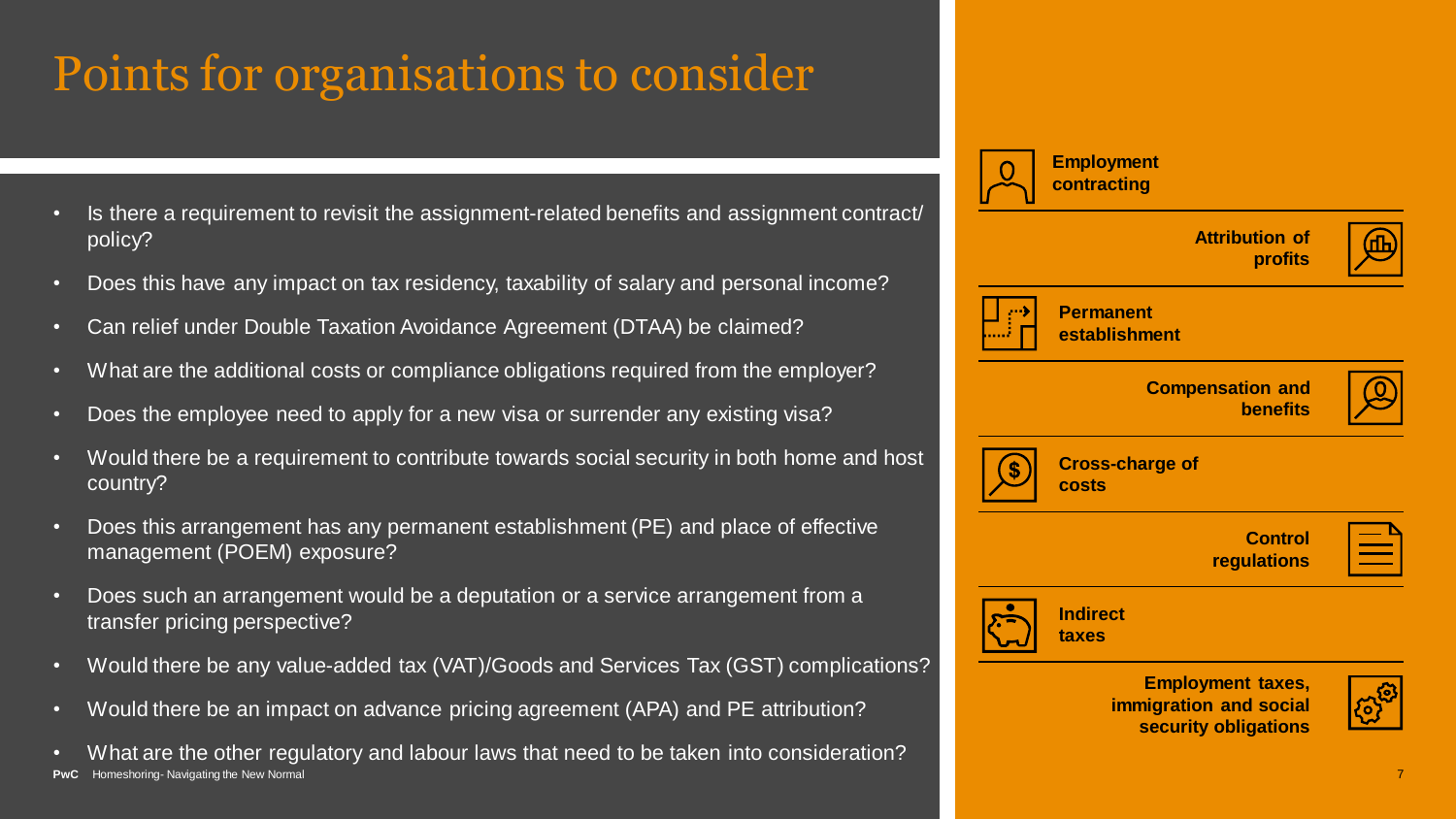# Points for organisations to consider

- Is there a requirement to revisit the assignment-related benefits and assignment contract/ policy?
- Does this have any impact on tax residency, taxability of salary and personal income?
- Can relief under Double Taxation Avoidance Agreement (DTAA) be claimed?
- What are the additional costs or compliance obligations required from the employer?
- Does the employee need to apply for a new visa or surrender any existing visa?
- Would there be a requirement to contribute towards social security in both home and host country?
- Does this arrangement has any permanent establishment (PE) and place of effective management (POEM) exposure?
- Does such an arrangement would be a deputation or a service arrangement from a transfer pricing perspective?
- Would there be any value-added tax (VAT)/Goods and Services Tax (GST) complications?
- Would there be an impact on advance pricing agreement (APA) and PE attribution?
- What are the other regulatory and labour laws that need to be taken into consideration?

**Employment contracting**

**Attribution of profits**

**Permanent establishment**

**Compensation and benefits**

**Cross-charge of costs**

**Control regulations**

**Indirect taxes**

**Employment taxes, immigration and social security obligations**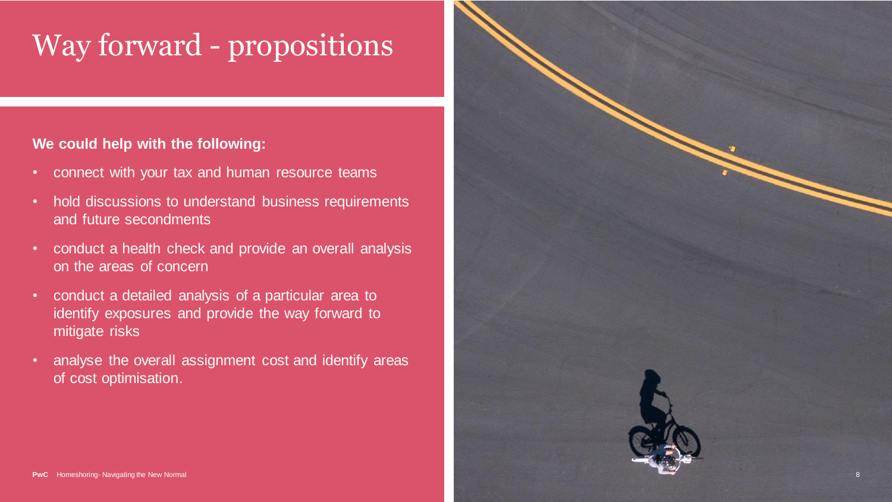# Way forward - propositions

**We could help with the following:**

- connect with your tax and human resource teams
- hold discussions to understand business requirements and future secondments
- conduct a health check and provide an overall analysis on the areas of concern
- conduct a detailed analysis of a particular area to identify exposures and provide the way forward to mitigate risks
- analyse the overall assignment cost and identify areas of cost optimisation.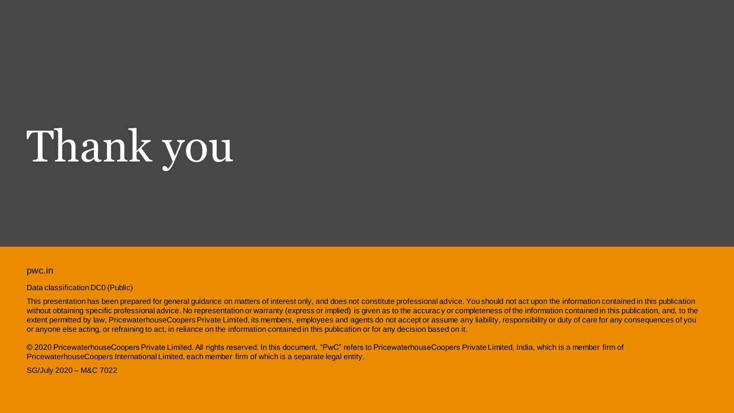# Thank you

pwc.in

Data classification DC0 (Public)

This presentation has been prepared for general guidance on matters of interest only, and does not constitute professional advice. You should not act upon the information contained in this publication without obtaining specific professional advice. No representation or warranty (express or implied) is given as to the accuracy or completeness of the information contained in this publication, and, to the extent permitted by law, PricewaterhouseCoopers Private Limited, its members, employees and agents do not accept or assume any liability, responsibility or duty of care for any consequences of you or anyone else acting, or refraining to act, in reliance on the information contained in this publication or for any decision based on it.

© 2020 PricewaterhouseCoopers Private Limited. All rights reserved. In this document, "PwC" refers to PricewaterhouseCoopers Private Limited, India, which is a member firm of PricewaterhouseCoopers International Limited, each member firm of which is a separate legal entity.

SG/July 2020 – M&C 7022